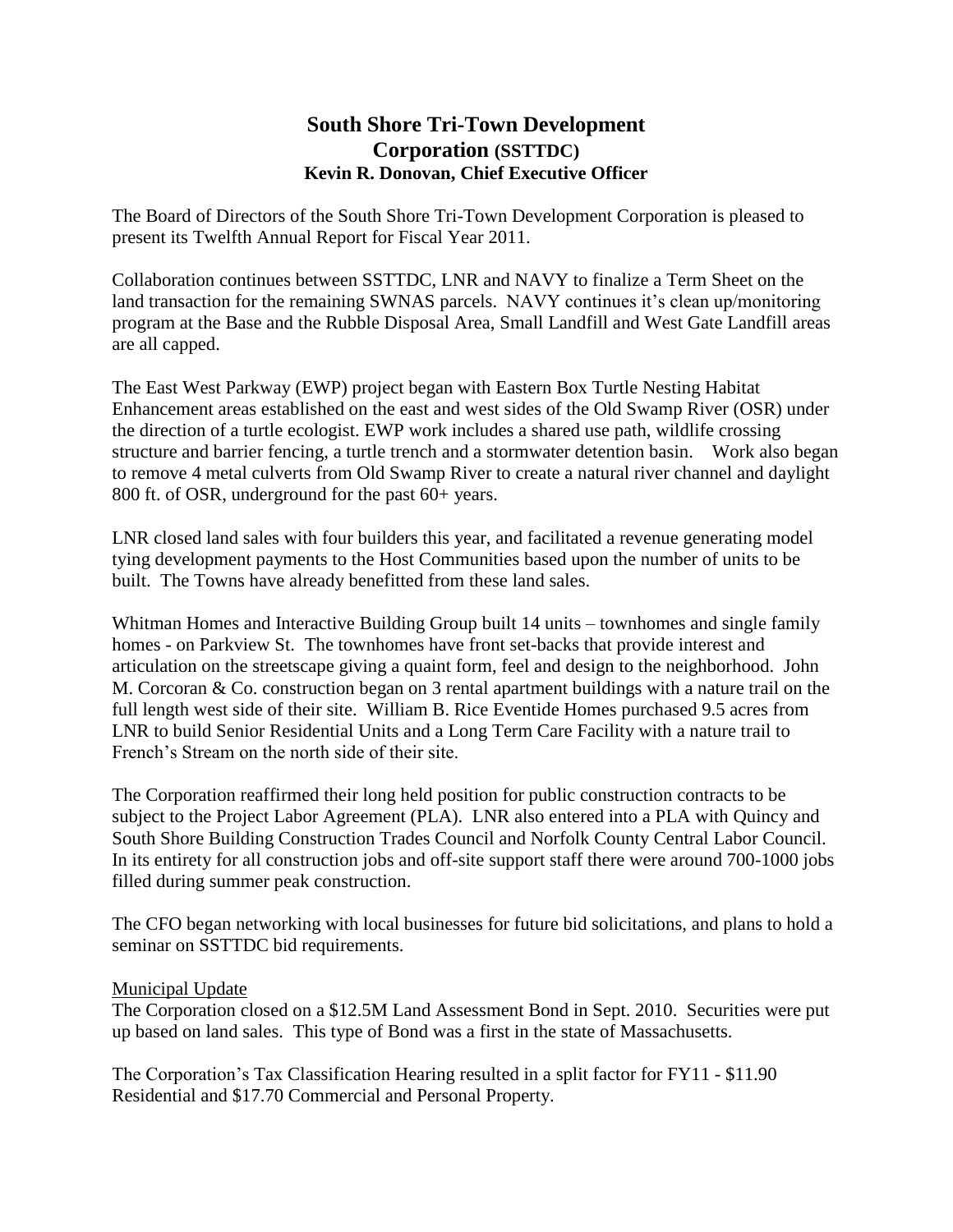# South Shore Tri-Town Development Corporation (SSTTDC)
### Kevin R. Donovan, Chief Executive Officer

The Board of Directors of the South Shore Tri-Town Development Corporation is pleased to present its Twelfth Annual Report for Fiscal Year 2011.

Collaboration continues between SSTTDC, LNR and NAVY to finalize a Term Sheet on the land transaction for the remaining SWNAS parcels. NAVY continues it's clean up/monitoring program at the Base and the Rubble Disposal Area, Small Landfill and West Gate Landfill areas are all capped.

The East West Parkway (EWP) project began with Eastern Box Turtle Nesting Habitat Enhancement areas established on the east and west sides of the Old Swamp River (OSR) under the direction of a turtle ecologist. EWP work includes a shared use path, wildlife crossing structure and barrier fencing, a turtle trench and a stormwater detention basin. Work also began to remove 4 metal culverts from Old Swamp River to create a natural river channel and daylight 800 ft. of OSR, underground for the past 60+ years.

LNR closed land sales with four builders this year, and facilitated a revenue generating model tying development payments to the Host Communities based upon the number of units to be built. The Towns have already benefitted from these land sales.

Whitman Homes and Interactive Building Group built 14 units – townhomes and single family homes - on Parkview St. The townhomes have front set-backs that provide interest and articulation on the streetscape giving a quaint form, feel and design to the neighborhood. John M. Corcoran & Co. construction began on 3 rental apartment buildings with a nature trail on the full length west side of their site. William B. Rice Eventide Homes purchased 9.5 acres from LNR to build Senior Residential Units and a Long Term Care Facility with a nature trail to French's Stream on the north side of their site.

The Corporation reaffirmed their long held position for public construction contracts to be subject to the Project Labor Agreement (PLA). LNR also entered into a PLA with Quincy and South Shore Building Construction Trades Council and Norfolk County Central Labor Council. In its entirety for all construction jobs and off-site support staff there were around 700-1000 jobs filled during summer peak construction.

The CFO began networking with local businesses for future bid solicitations, and plans to hold a seminar on SSTTDC bid requirements.

## Municipal Update

The Corporation closed on a $12.5M Land Assessment Bond in Sept. 2010. Securities were put up based on land sales. This type of Bond was a first in the state of Massachusetts.

The Corporation's Tax Classification Hearing resulted in a split factor for FY11 - $11.90 Residential and $17.70 Commercial and Personal Property.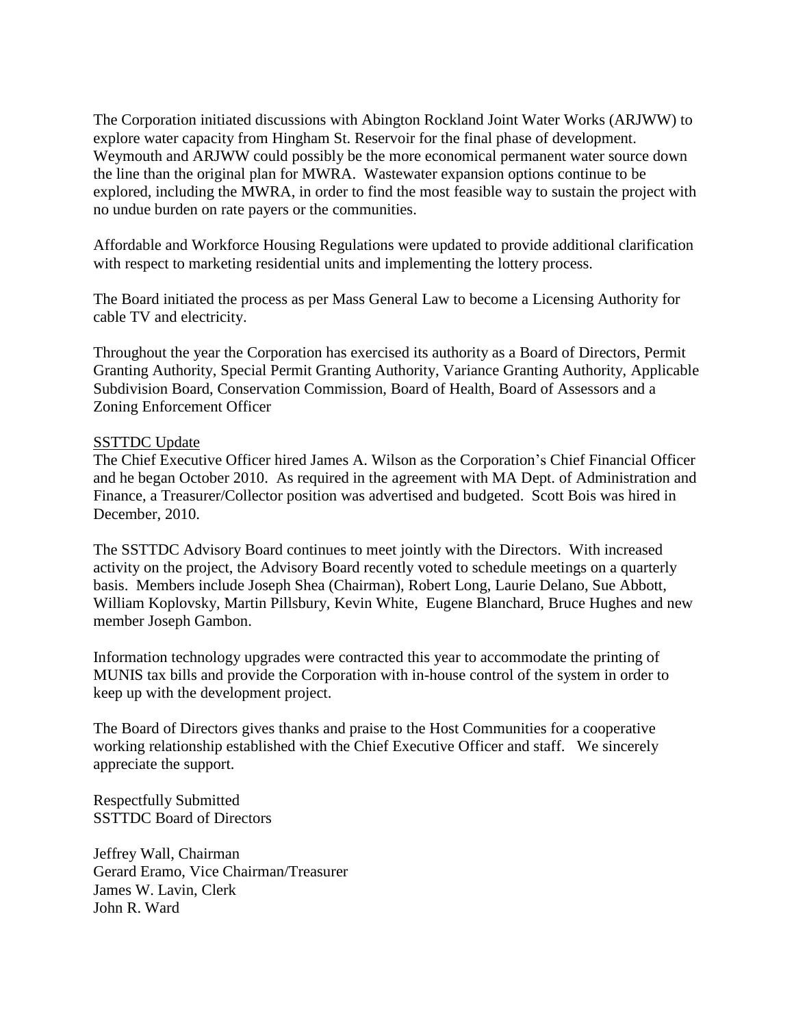The Corporation initiated discussions with Abington Rockland Joint Water Works (ARJWW) to explore water capacity from Hingham St. Reservoir for the final phase of development. Weymouth and ARJWW could possibly be the more economical permanent water source down the line than the original plan for MWRA. Wastewater expansion options continue to be explored, including the MWRA, in order to find the most feasible way to sustain the project with no undue burden on rate payers or the communities.

Affordable and Workforce Housing Regulations were updated to provide additional clarification with respect to marketing residential units and implementing the lottery process.

The Board initiated the process as per Mass General Law to become a Licensing Authority for cable TV and electricity.

Throughout the year the Corporation has exercised its authority as a Board of Directors, Permit Granting Authority, Special Permit Granting Authority, Variance Granting Authority, Applicable Subdivision Board, Conservation Commission, Board of Health, Board of Assessors and a Zoning Enforcement Officer

<u>SSTTDC Update</u>

The Chief Executive Officer hired James A. Wilson as the Corporation's Chief Financial Officer and he began October 2010. As required in the agreement with MA Dept. of Administration and Finance, a Treasurer/Collector position was advertised and budgeted. Scott Bois was hired in December, 2010.

The SSTTDC Advisory Board continues to meet jointly with the Directors. With increased activity on the project, the Advisory Board recently voted to schedule meetings on a quarterly basis. Members include Joseph Shea (Chairman), Robert Long, Laurie Delano, Sue Abbott, William Koplovsky, Martin Pillsbury, Kevin White, Eugene Blanchard, Bruce Hughes and new member Joseph Gambon.

Information technology upgrades were contracted this year to accommodate the printing of MUNIS tax bills and provide the Corporation with in-house control of the system in order to keep up with the development project.

The Board of Directors gives thanks and praise to the Host Communities for a cooperative working relationship established with the Chief Executive Officer and staff. We sincerely appreciate the support.

Respectfully Submitted
SSTTDC Board of Directors

Jeffrey Wall, Chairman
Gerard Eramo, Vice Chairman/Treasurer
James W. Lavin, Clerk
John R. Ward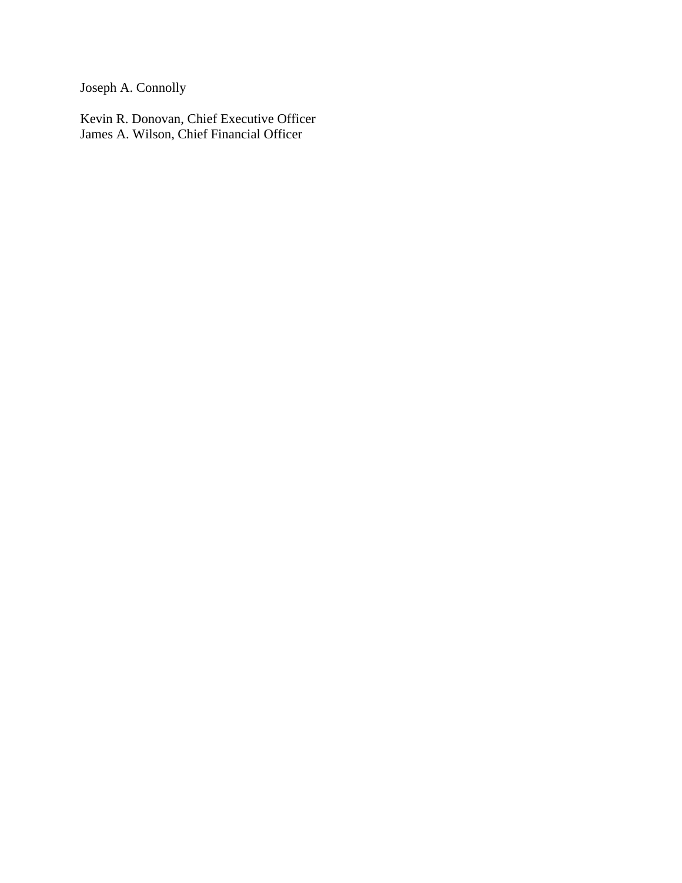Joseph A. Connolly

Kevin R. Donovan, Chief Executive Officer  
James A. Wilson, Chief Financial Officer